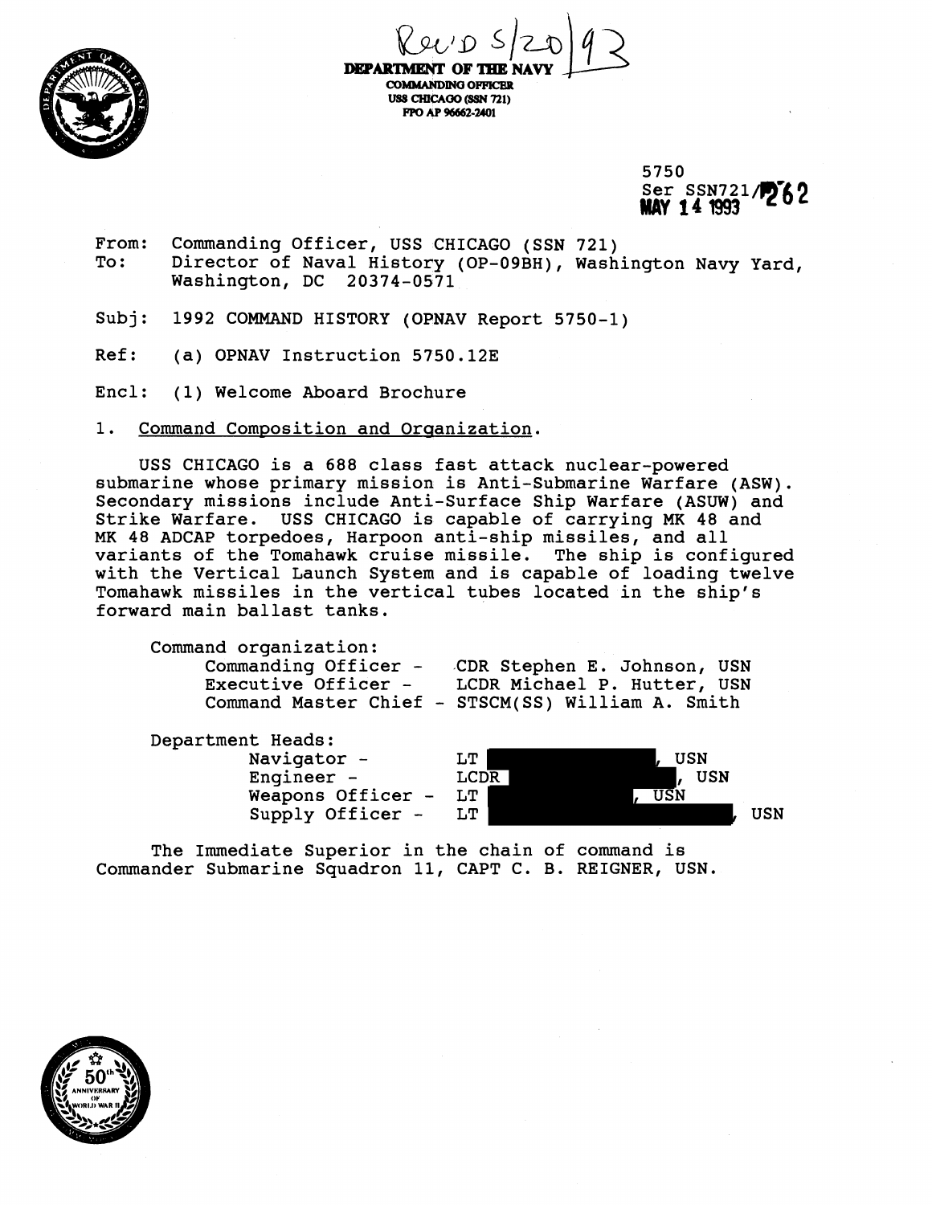Rec'D 5/20/93

**DEPARTMENT OF THE NAVY**
**COMMANDING OFFICER**
**USS CHICAGO (SSN 721)**
**FPO AP 96662-2401**

5750
Ser SSN721/262
MAY 14 1993

From: Commanding Officer, USS CHICAGO (SSN 721)
To: Director of Naval History (OP-09BH), Washington Navy Yard, Washington, DC 20374-0571

Subj: 1992 COMMAND HISTORY (OPNAV Report 5750-1)

Ref: (a) OPNAV Instruction 5750.12E

Encl: (1) Welcome Aboard Brochure

1. Command Composition and Organization.

USS CHICAGO is a 688 class fast attack nuclear-powered submarine whose primary mission is Anti-Submarine Warfare (ASW). Secondary missions include Anti-Surface Ship Warfare (ASUW) and Strike Warfare. USS CHICAGO is capable of carrying MK 48 and MK 48 ADCAP torpedoes, Harpoon anti-ship missiles, and all variants of the Tomahawk cruise missile. The ship is configured with the Vertical Launch System and is capable of loading twelve Tomahawk missiles in the vertical tubes located in the ship's forward main ballast tanks.

Command organization:
- Commanding Officer - CDR Stephen E. Johnson, USN
- Executive Officer - LCDR Michael P. Hutter, USN
- Command Master Chief - STSCM(SS) William A. Smith

Department Heads:
- Navigator - LT [REDACTED], USN
- Engineer - LCDR [REDACTED], USN
- Weapons Officer - LT [REDACTED], USN
- Supply Officer - LT [REDACTED], USN

The Immediate Superior in the chain of command is Commander Submarine Squadron 11, CAPT C. B. REIGNER, USN.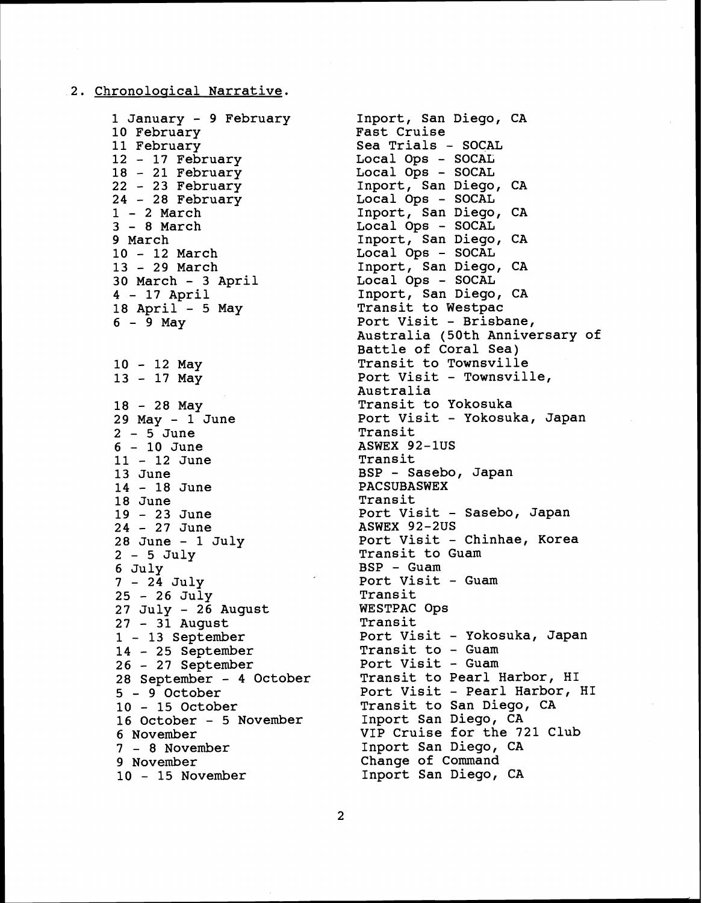2. Chronological Narrative.

| | |
|---|---|
| 1 January - 9 February | Inport, San Diego, CA |
| 10 February | Fast Cruise |
| 11 February | Sea Trials - SOCAL |
| 12 - 17 February | Local Ops - SOCAL |
| 18 - 21 February | Local Ops - SOCAL |
| 22 - 23 February | Inport, San Diego, CA |
| 24 - 28 February | Local Ops - SOCAL |
| 1 - 2 March | Inport, San Diego, CA |
| 3 - 8 March | Local Ops - SOCAL |
| 9 March | Inport, San Diego, CA |
| 10 - 12 March | Local Ops - SOCAL |
| 13 - 29 March | Inport, San Diego, CA |
| 30 March - 3 April | Local Ops - SOCAL |
| 4 - 17 April | Inport, San Diego, CA |
| 18 April - 5 May | Transit to Westpac |
| 6 - 9 May | Port Visit - Brisbane, Australia (50th Anniversary of Battle of Coral Sea) |
| 10 - 12 May | Transit to Townsville |
| 13 - 17 May | Port Visit - Townsville, Australia |
| 18 - 28 May | Transit to Yokosuka |
| 29 May - 1 June | Port Visit - Yokosuka, Japan |
| 2 - 5 June | Transit |
| 6 - 10 June | ASWEX 92-1US |
| 11 - 12 June | Transit |
| 13 June | BSP - Sasebo, Japan |
| 14 - 18 June | PACSUBASWEX |
| 18 June | Transit |
| 19 - 23 June | Port Visit - Sasebo, Japan |
| 24 - 27 June | ASWEX 92-2US |
| 28 June - 1 July | Port Visit - Chinhae, Korea |
| 2 - 5 July | Transit to Guam |
| 6 July | BSP - Guam |
| 7 - 24 July | Port Visit - Guam |
| 25 - 26 July | Transit |
| 27 July - 26 August | WESTPAC Ops |
| 27 - 31 August | Transit |
| 1 - 13 September | Port Visit - Yokosuka, Japan |
| 14 - 25 September | Transit to - Guam |
| 26 - 27 September | Port Visit - Guam |
| 28 September - 4 October | Transit to Pearl Harbor, HI |
| 5 - 9 October | Port Visit - Pearl Harbor, HI |
| 10 - 15 October | Transit to San Diego, CA |
| 16 October - 5 November | Inport San Diego, CA |
| 6 November | VIP Cruise for the 721 Club |
| 7 - 8 November | Inport San Diego, CA |
| 9 November | Change of Command |
| 10 - 15 November | Inport San Diego, CA |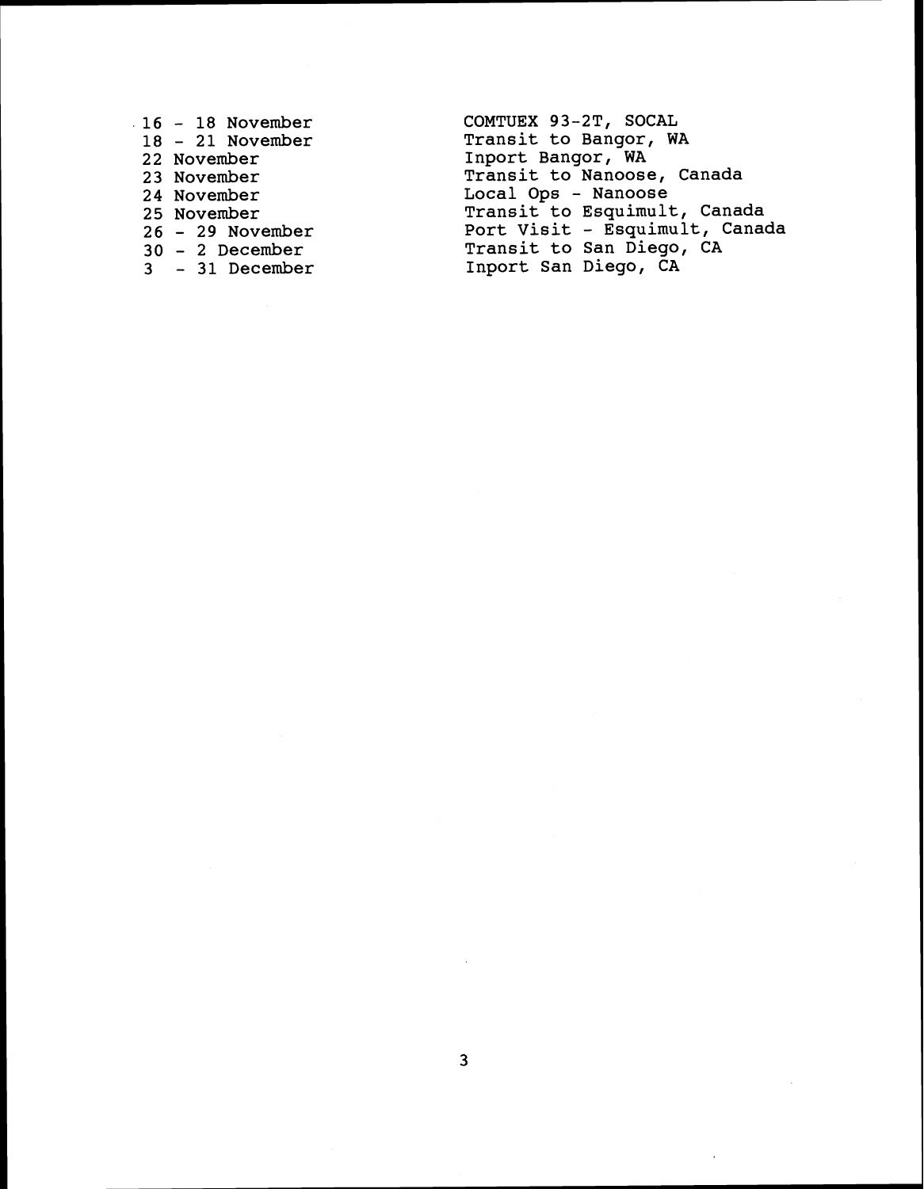| | |
|---|---|
| 16 - 18 November | COMTUEX 93-2T, SOCAL |
| 18 - 21 November | Transit to Bangor, WA |
| 22 November | Inport Bangor, WA |
| 23 November | Transit to Nanoose, Canada |
| 24 November | Local Ops - Nanoose |
| 25 November | Transit to Esquimult, Canada |
| 26 - 29 November | Port Visit - Esquimult, Canada |
| 30 - 2 December | Transit to San Diego, CA |
| 3 - 31 December | Inport San Diego, CA |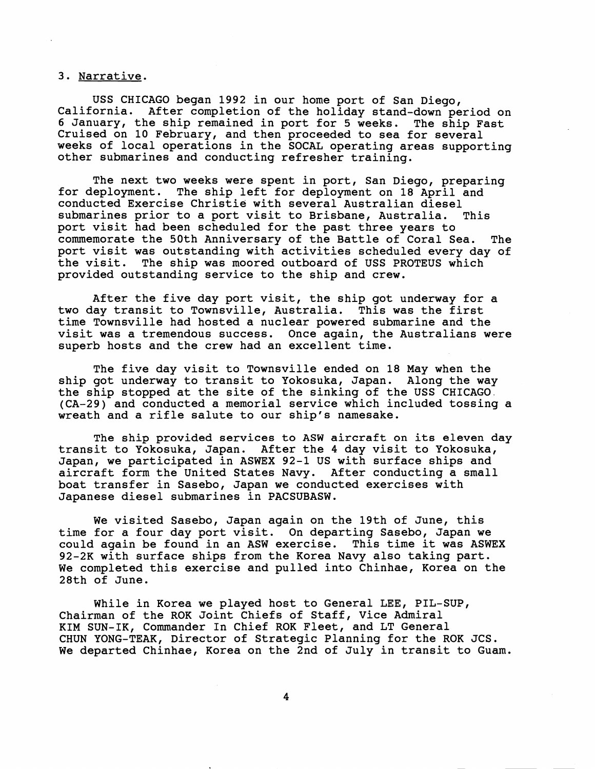3. Narrative.

USS CHICAGO began 1992 in our home port of San Diego, California. After completion of the holiday stand-down period on 6 January, the ship remained in port for 5 weeks. The ship Fast Cruised on 10 February, and then proceeded to sea for several weeks of local operations in the SOCAL operating areas supporting other submarines and conducting refresher training.

The next two weeks were spent in port, San Diego, preparing for deployment. The ship left for deployment on 18 April and conducted Exercise Christie with several Australian diesel submarines prior to a port visit to Brisbane, Australia. This port visit had been scheduled for the past three years to commemorate the 50th Anniversary of the Battle of Coral Sea. The port visit was outstanding with activities scheduled every day of the visit. The ship was moored outboard of USS PROTEUS which provided outstanding service to the ship and crew.

After the five day port visit, the ship got underway for a two day transit to Townsville, Australia. This was the first time Townsville had hosted a nuclear powered submarine and the visit was a tremendous success. Once again, the Australians were superb hosts and the crew had an excellent time.

The five day visit to Townsville ended on 18 May when the ship got underway to transit to Yokosuka, Japan. Along the way the ship stopped at the site of the sinking of the USS CHICAGO (CA-29) and conducted a memorial service which included tossing a wreath and a rifle salute to our ship's namesake.

The ship provided services to ASW aircraft on its eleven day transit to Yokosuka, Japan. After the 4 day visit to Yokosuka, Japan, we participated in ASWEX 92-1 US with surface ships and aircraft form the United States Navy. After conducting a small boat transfer in Sasebo, Japan we conducted exercises with Japanese diesel submarines in PACSUBASW.

We visited Sasebo, Japan again on the 19th of June, this time for a four day port visit. On departing Sasebo, Japan we could again be found in an ASW exercise. This time it was ASWEX 92-2K with surface ships from the Korea Navy also taking part. We completed this exercise and pulled into Chinhae, Korea on the 28th of June.

While in Korea we played host to General LEE, PIL-SUP, Chairman of the ROK Joint Chiefs of Staff, Vice Admiral KIM SUN-IK, Commander In Chief ROK Fleet, and LT General CHUN YONG-TEAK, Director of Strategic Planning for the ROK JCS. We departed Chinhae, Korea on the 2nd of July in transit to Guam.